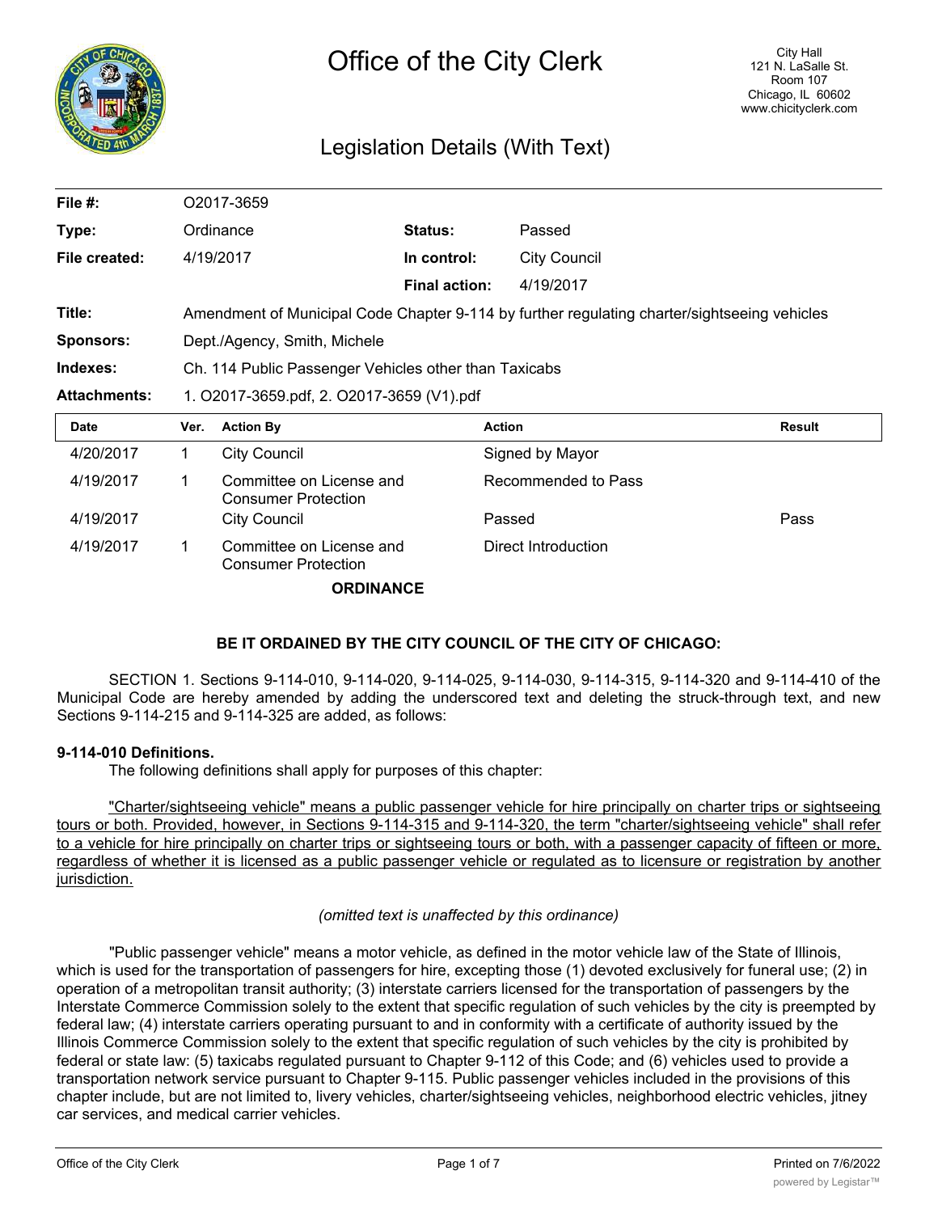# Office of the City Clerk

City Hall
121 N. LaSalle St.
Room 107
Chicago, IL 60602
www.chicityclerk.com

## Legislation Details (With Text)

| | | | |
|---|---|---|---|
| **File #:** | O2017-3659 | | |
| **Type:** | Ordinance | **Status:** | Passed |
| **File created:** | 4/19/2017 | **In control:** | City Council |
| | | **Final action:** | 4/19/2017 |
| **Title:** | Amendment of Municipal Code Chapter 9-114 by further regulating charter/sightseeing vehicles | | |
| **Sponsors:** | Dept./Agency, Smith, Michele | | |
| **Indexes:** | Ch. 114 Public Passenger Vehicles other than Taxicabs | | |
| **Attachments:** | 1. O2017-3659.pdf, 2. O2017-3659 (V1).pdf | | |

| Date | Ver. | Action By | Action | Result |
|---|---|---|---|---|
| 4/20/2017 | 1 | City Council | Signed by Mayor | |
| 4/19/2017 | 1 | Committee on License and Consumer Protection | Recommended to Pass | |
| 4/19/2017 | | City Council | Passed | Pass |
| 4/19/2017 | 1 | Committee on License and Consumer Protection | Direct Introduction | |

**ORDINANCE**

**BE IT ORDAINED BY THE CITY COUNCIL OF THE CITY OF CHICAGO:**

SECTION 1. Sections 9-114-010, 9-114-020, 9-114-025, 9-114-030, 9-114-315, 9-114-320 and 9-114-410 of the Municipal Code are hereby amended by adding the underscored text and deleting the struck-through text, and new Sections 9-114-215 and 9-114-325 are added, as follows:

**9-114-010 Definitions.**

The following definitions shall apply for purposes of this chapter:

<u>"Charter/sightseeing vehicle" means a public passenger vehicle for hire principally on charter trips or sightseeing tours or both. Provided, however, in Sections 9-114-315 and 9-114-320, the term "charter/sightseeing vehicle" shall refer to a vehicle for hire principally on charter trips or sightseeing tours or both, with a passenger capacity of fifteen or more, regardless of whether it is licensed as a public passenger vehicle or regulated as to licensure or registration by another jurisdiction.</u>

*(omitted text is unaffected by this ordinance)*

"Public passenger vehicle" means a motor vehicle, as defined in the motor vehicle law of the State of Illinois, which is used for the transportation of passengers for hire, excepting those (1) devoted exclusively for funeral use; (2) in operation of a metropolitan transit authority; (3) interstate carriers licensed for the transportation of passengers by the Interstate Commerce Commission solely to the extent that specific regulation of such vehicles by the city is preempted by federal law; (4) interstate carriers operating pursuant to and in conformity with a certificate of authority issued by the Illinois Commerce Commission solely to the extent that specific regulation of such vehicles by the city is prohibited by federal or state law: (5) taxicabs regulated pursuant to Chapter 9-112 of this Code; and (6) vehicles used to provide a transportation network service pursuant to Chapter 9-115. Public passenger vehicles included in the provisions of this chapter include, but are not limited to, livery vehicles, charter/sightseeing vehicles, neighborhood electric vehicles, jitney car services, and medical carrier vehicles.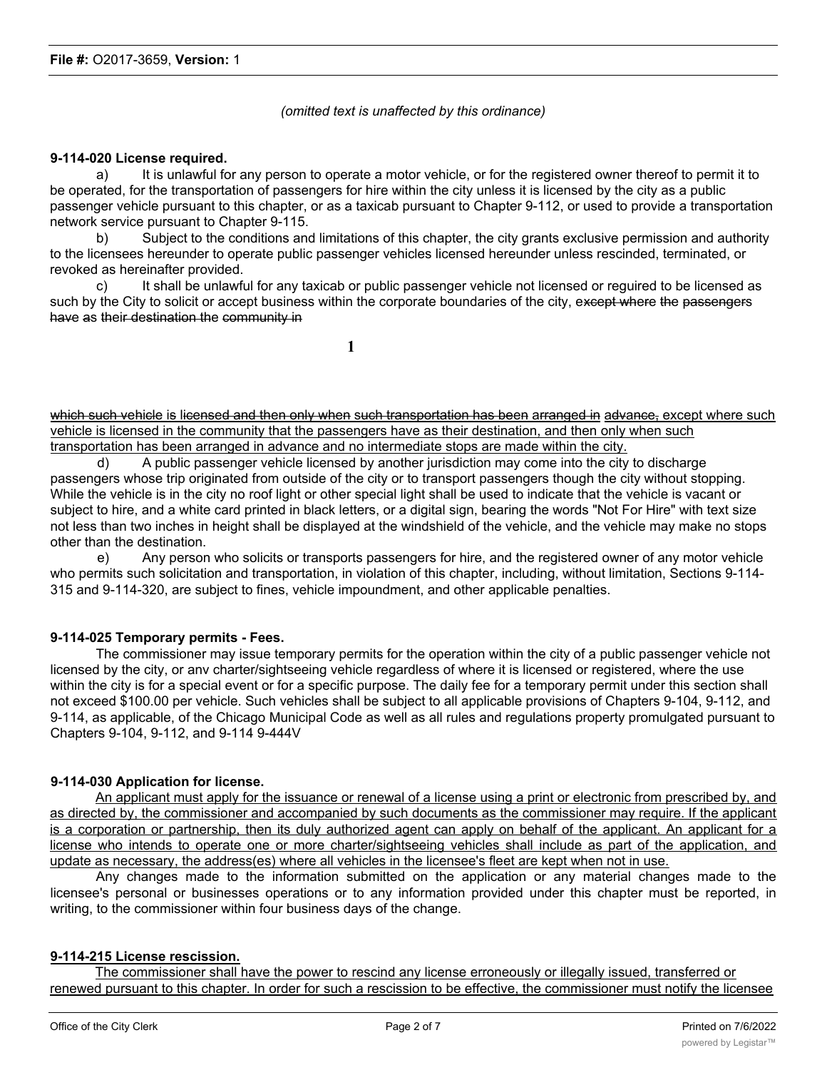*(omitted text is unaffected by this ordinance)*

**9-114-020 License required.**

a) It is unlawful for any person to operate a motor vehicle, or for the registered owner thereof to permit it to be operated, for the transportation of passengers for hire within the city unless it is licensed by the city as a public passenger vehicle pursuant to this chapter, or as a taxicab pursuant to Chapter 9-112, or used to provide a transportation network service pursuant to Chapter 9-115.

b) Subject to the conditions and limitations of this chapter, the city grants exclusive permission and authority to the licensees hereunder to operate public passenger vehicles licensed hereunder unless rescinded, terminated, or revoked as hereinafter provided.

c) It shall be unlawful for any taxicab or public passenger vehicle not licensed or reguired to be licensed as such by the City to solicit or accept business within the corporate boundaries of the city, ~~except where the passengers have as their destination the community in which such vehicle~~ is ~~licensed and then only when such transportation has been arranged in~~ <u>advance,</u> <u>except where such vehicle is licensed in the community that the passengers have as their destination, and then only when such transportation has been arranged in advance and no intermediate stops are made within the city.</u>

d) A public passenger vehicle licensed by another jurisdiction may come into the city to discharge passengers whose trip originated from outside of the city or to transport passengers though the city without stopping. While the vehicle is in the city no roof light or other special light shall be used to indicate that the vehicle is vacant or subject to hire, and a white card printed in black letters, or a digital sign, bearing the words "Not For Hire" with text size not less than two inches in height shall be displayed at the windshield of the vehicle, and the vehicle may make no stops other than the destination.

e) Any person who solicits or transports passengers for hire, and the registered owner of any motor vehicle who permits such solicitation and transportation, in violation of this chapter, including, without limitation, Sections 9-114-315 and 9-114-320, are subject to fines, vehicle impoundment, and other applicable penalties.

**9-114-025 Temporary permits - Fees.**

The commissioner may issue temporary permits for the operation within the city of a public passenger vehicle not licensed by the city, or anv charter/sightseeing vehicle regardless of where it is licensed or registered, where the use within the city is for a special event or for a specific purpose. The daily fee for a temporary permit under this section shall not exceed $100.00 per vehicle. Such vehicles shall be subject to all applicable provisions of Chapters 9-104, 9-112, and 9-114, as applicable, of the Chicago Municipal Code as well as all rules and regulations property promulgated pursuant to Chapters 9-104, 9-112, and 9-114 9-444V

**9-114-030 Application for license.**

<u>An applicant must apply for the issuance or renewal of a license using a print or electronic from prescribed by, and as directed by, the commissioner and accompanied by such documents as the commissioner may require. If the applicant is a corporation or partnership, then its duly authorized agent can apply on behalf of the applicant. An applicant for a license who intends to operate one or more charter/sightseeing vehicles shall include as part of the application, and update as necessary, the address(es) where all vehicles in the licensee's fleet are kept when not in use.</u>

Any changes made to the information submitted on the application or any material changes made to the licensee's personal or businesses operations or to any information provided under this chapter must be reported, in writing, to the commissioner within four business days of the change.

<u>**9-114-215 License rescission.**</u>

<u>The commissioner shall have the power to rescind any license erroneously or illegally issued, transferred or renewed pursuant to this chapter. In order for such a rescission to be effective, the commissioner must notify the licensee</u>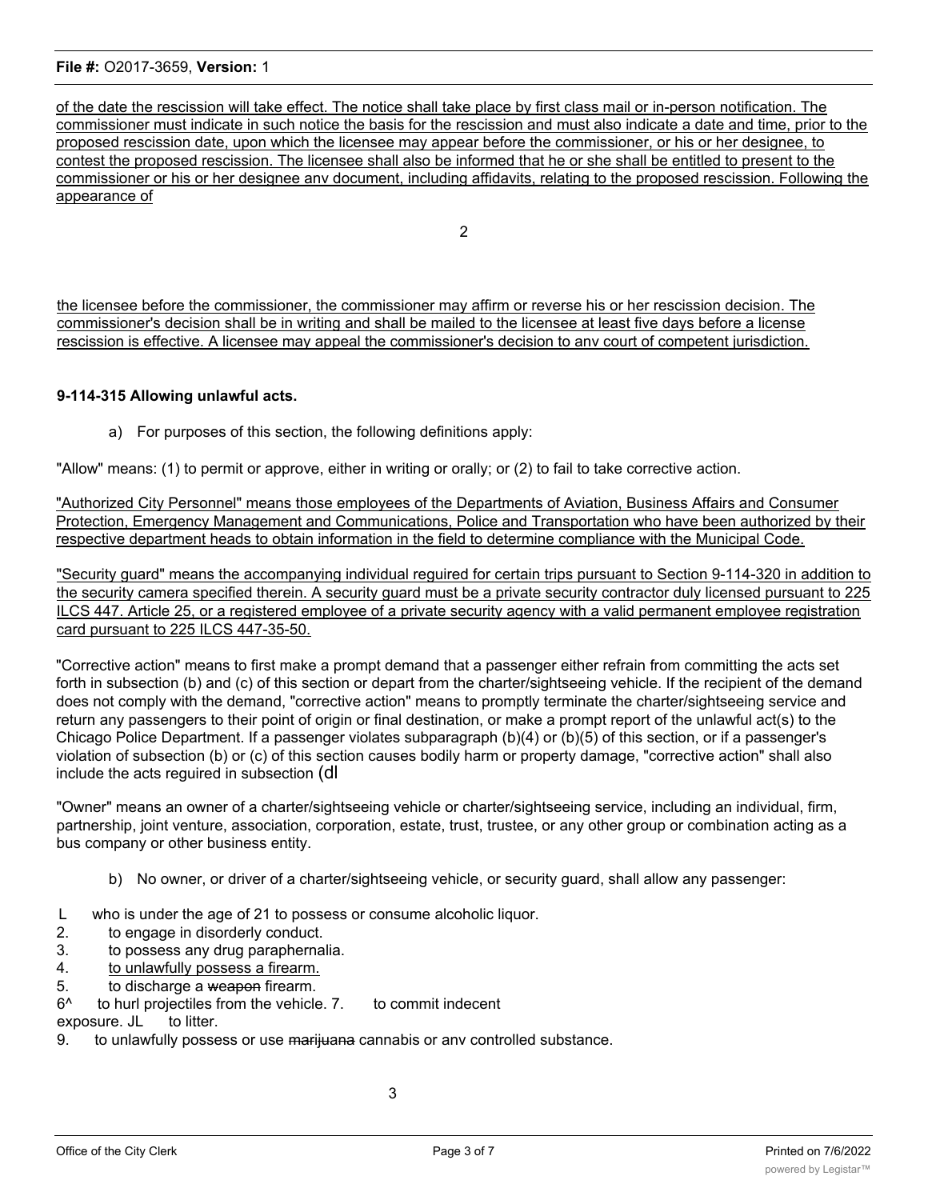of the date the rescission will take effect. The notice shall take place by first class mail or in-person notification. The commissioner must indicate in such notice the basis for the rescission and must also indicate a date and time, prior to the proposed rescission date, upon which the licensee may appear before the commissioner, or his or her designee, to contest the proposed rescission. The licensee shall also be informed that he or she shall be entitled to present to the commissioner or his or her designee anv document, including affidavits, relating to the proposed rescission. Following the appearance of

the licensee before the commissioner, the commissioner may affirm or reverse his or her rescission decision. The commissioner's decision shall be in writing and shall be mailed to the licensee at least five days before a license rescission is effective. A licensee may appeal the commissioner's decision to anv court of competent jurisdiction.

**9-114-315 Allowing unlawful acts.**

a) For purposes of this section, the following definitions apply:

"Allow" means: (1) to permit or approve, either in writing or orally; or (2) to fail to take corrective action.

"Authorized City Personnel" means those employees of the Departments of Aviation, Business Affairs and Consumer Protection, Emergency Management and Communications, Police and Transportation who have been authorized by their respective department heads to obtain information in the field to determine compliance with the Municipal Code.

"Security guard" means the accompanying individual reguired for certain trips pursuant to Section 9-114-320 in addition to the security camera specified therein. A security guard must be a private security contractor duly licensed pursuant to 225 ILCS 447. Article 25, or a registered employee of a private security agency with a valid permanent employee registration card pursuant to 225 ILCS 447-35-50.

"Corrective action" means to first make a prompt demand that a passenger either refrain from committing the acts set forth in subsection (b) and (c) of this section or depart from the charter/sightseeing vehicle. If the recipient of the demand does not comply with the demand, "corrective action" means to promptly terminate the charter/sightseeing service and return any passengers to their point of origin or final destination, or make a prompt report of the unlawful act(s) to the Chicago Police Department. If a passenger violates subparagraph (b)(4) or (b)(5) of this section, or if a passenger's violation of subsection (b) or (c) of this section causes bodily harm or property damage, "corrective action" shall also include the acts reguired in subsection (dl

"Owner" means an owner of a charter/sightseeing vehicle or charter/sightseeing service, including an individual, firm, partnership, joint venture, association, corporation, estate, trust, trustee, or any other group or combination acting as a bus company or other business entity.

b) No owner, or driver of a charter/sightseeing vehicle, or security guard, shall allow any passenger:

L who is under the age of 21 to possess or consume alcoholic liquor.
2. to engage in disorderly conduct.
3. to possess any drug paraphernalia.
4. to unlawfully possess a firearm.
5. to discharge a ~~weapon~~ firearm.
6^ to hurl projectiles from the vehicle. 7. to commit indecent exposure. JL to litter.
9. to unlawfully possess or use ~~marijuana~~ cannabis or anv controlled substance.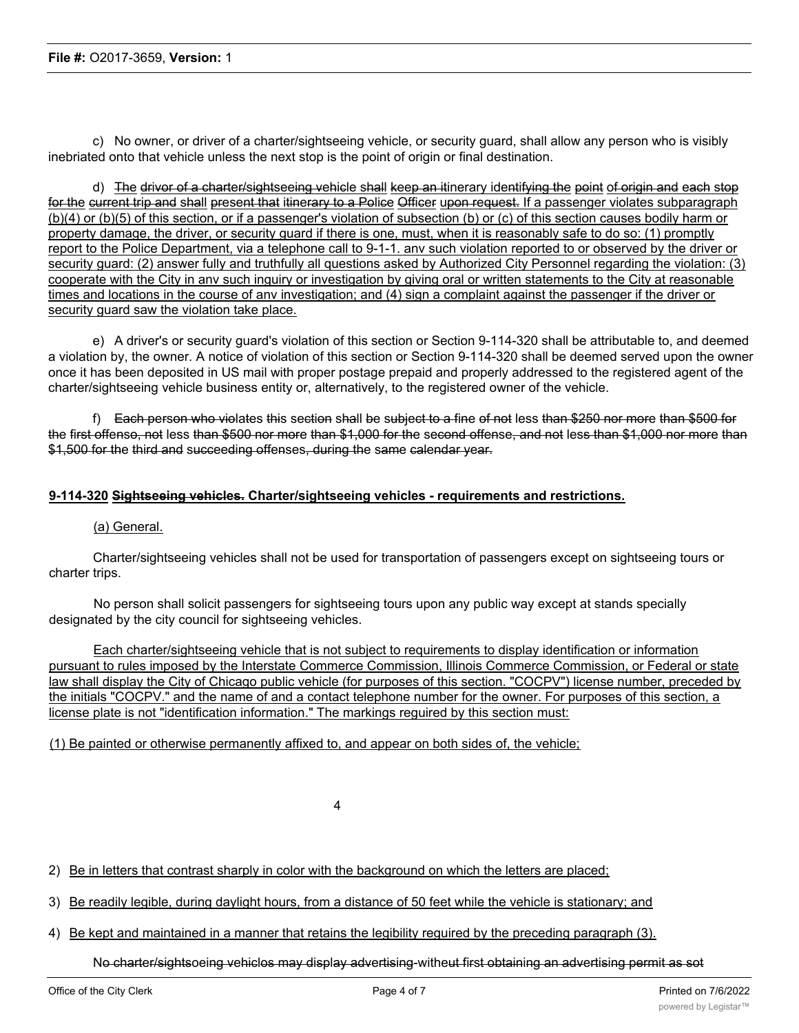c) No owner, or driver of a charter/sightseeing vehicle, or security guard, shall allow any person who is visibly inebriated onto that vehicle unless the next stop is the point of origin or final destination.

d) ~~The driver of a charter/sightseeing vehicle shall keep an itinerary identifying the point of origin and each stop for the current trip and shall present that itinerary to a Police Officer upon request.~~ If a passenger violates subparagraph (b)(4) or (b)(5) of this section, or if a passenger's violation of subsection (b) or (c) of this section causes bodily harm or property damage, the driver, or security guard if there is one, must, when it is reasonably safe to do so: (1) promptly report to the Police Department, via a telephone call to 9-1-1. anv such violation reported to or observed by the driver or security guard: (2) answer fully and truthfully all questions asked by Authorized City Personnel regarding the violation: (3) cooperate with the City in anv such inquiry or investigation by giving oral or written statements to the City at reasonable times and locations in the course of anv investigation; and (4) sign a complaint against the passenger if the driver or security guard saw the violation take place.

e) A driver's or security guard's violation of this section or Section 9-114-320 shall be attributable to, and deemed a violation by, the owner. A notice of violation of this section or Section 9-114-320 shall be deemed served upon the owner once it has been deposited in US mail with proper postage prepaid and properly addressed to the registered agent of the charter/sightseeing vehicle business entity or, alternatively, to the registered owner of the vehicle.

f) ~~Each person who violates this section shall be subject to a fine of not less than $250 nor more than $500 for the first offense, not less than $500 nor more than $1,000 for the second offense, and not less than $1,000 nor more than $1,500 for the third and succeeding offenses, during the same calendar year.~~

**9-114-320 ~~Sightseeing vehicles.~~ Charter/sightseeing vehicles - requirements and restrictions.**

(a) General.

Charter/sightseeing vehicles shall not be used for transportation of passengers except on sightseeing tours or charter trips.

No person shall solicit passengers for sightseeing tours upon any public way except at stands specially designated by the city council for sightseeing vehicles.

Each charter/sightseeing vehicle that is not subject to requirements to display identification or information pursuant to rules imposed by the Interstate Commerce Commission, Illinois Commerce Commission, or Federal or state law shall display the City of Chicago public vehicle (for purposes of this section. "COCPV") license number, preceded by the initials "COCPV." and the name of and a contact telephone number for the owner. For purposes of this section, a license plate is not "identification information." The markings required by this section must:

(1) Be painted or otherwise permanently affixed to, and appear on both sides of, the vehicle;

2) Be in letters that contrast sharply in color with the background on which the letters are placed;

3) Be readily legible, during daylight hours, from a distance of 50 feet while the vehicle is stationary; and

4) Be kept and maintained in a manner that retains the legibility required by the preceding paragraph (3).

~~No charter/sightseeing vehicles may display advertising without first obtaining an advertising permit as set~~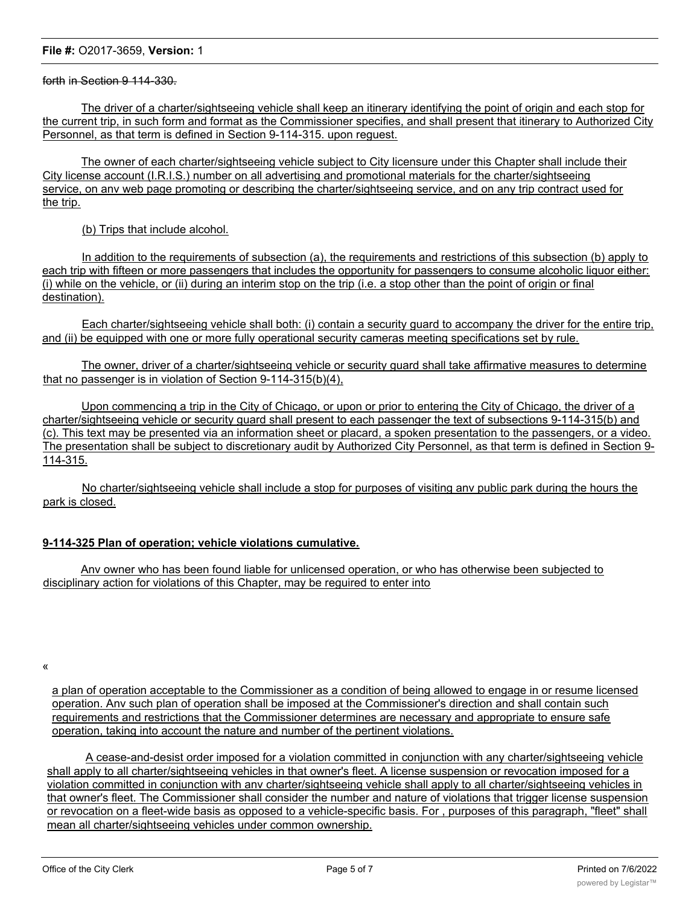forth in Section 9 114-330.

The driver of a charter/sightseeing vehicle shall keep an itinerary identifying the point of origin and each stop for the current trip, in such form and format as the Commissioner specifies, and shall present that itinerary to Authorized City Personnel, as that term is defined in Section 9-114-315. upon reguest.

The owner of each charter/sightseeing vehicle subject to City licensure under this Chapter shall include their City license account (I.R.I.S.) number on all advertising and promotional materials for the charter/sightseeing service, on anv web page promoting or describing the charter/sightseeing service, and on any trip contract used for the trip.

(b) Trips that include alcohol.

In addition to the requirements of subsection (a), the requirements and restrictions of this subsection (b) apply to each trip with fifteen or more passengers that includes the opportunity for passengers to consume alcoholic liquor either: (i) while on the vehicle, or (ii) during an interim stop on the trip (i.e. a stop other than the point of origin or final destination).

Each charter/sightseeing vehicle shall both: (i) contain a security guard to accompany the driver for the entire trip, and (ii) be equipped with one or more fully operational security cameras meeting specifications set by rule.

The owner, driver of a charter/sightseeing vehicle or security guard shall take affirmative measures to determine that no passenger is in violation of Section 9-114-315(b)(4),

Upon commencing a trip in the City of Chicago, or upon or prior to entering the City of Chicago, the driver of a charter/sightseeing vehicle or security guard shall present to each passenger the text of subsections 9-114-315(b) and (c). This text may be presented via an information sheet or placard, a spoken presentation to the passengers, or a video. The presentation shall be subject to discretionary audit by Authorized City Personnel, as that term is defined in Section 9-114-315.

No charter/sightseeing vehicle shall include a stop for purposes of visiting anv public park during the hours the park is closed.

**9-114-325 Plan of operation; vehicle violations cumulative.**

Anv owner who has been found liable for unlicensed operation, or who has otherwise been subjected to disciplinary action for violations of this Chapter, may be reguired to enter into

«

a plan of operation acceptable to the Commissioner as a condition of being allowed to engage in or resume licensed operation. Anv such plan of operation shall be imposed at the Commissioner's direction and shall contain such reguirements and restrictions that the Commissioner determines are necessary and appropriate to ensure safe operation, taking into account the nature and number of the pertinent violations.

A cease-and-desist order imposed for a violation committed in conjunction with any charter/sightseeing vehicle shall apply to all charter/sightseeing vehicles in that owner's fleet. A license suspension or revocation imposed for a violation committed in conjunction with anv charter/sightseeing vehicle shall apply to all charter/sightseeing vehicles in that owner's fleet. The Commissioner shall consider the number and nature of violations that trigger license suspension or revocation on a fleet-wide basis as opposed to a vehicle-specific basis. For , purposes of this paragraph, "fleet" shall mean all charter/sightseeing vehicles under common ownership.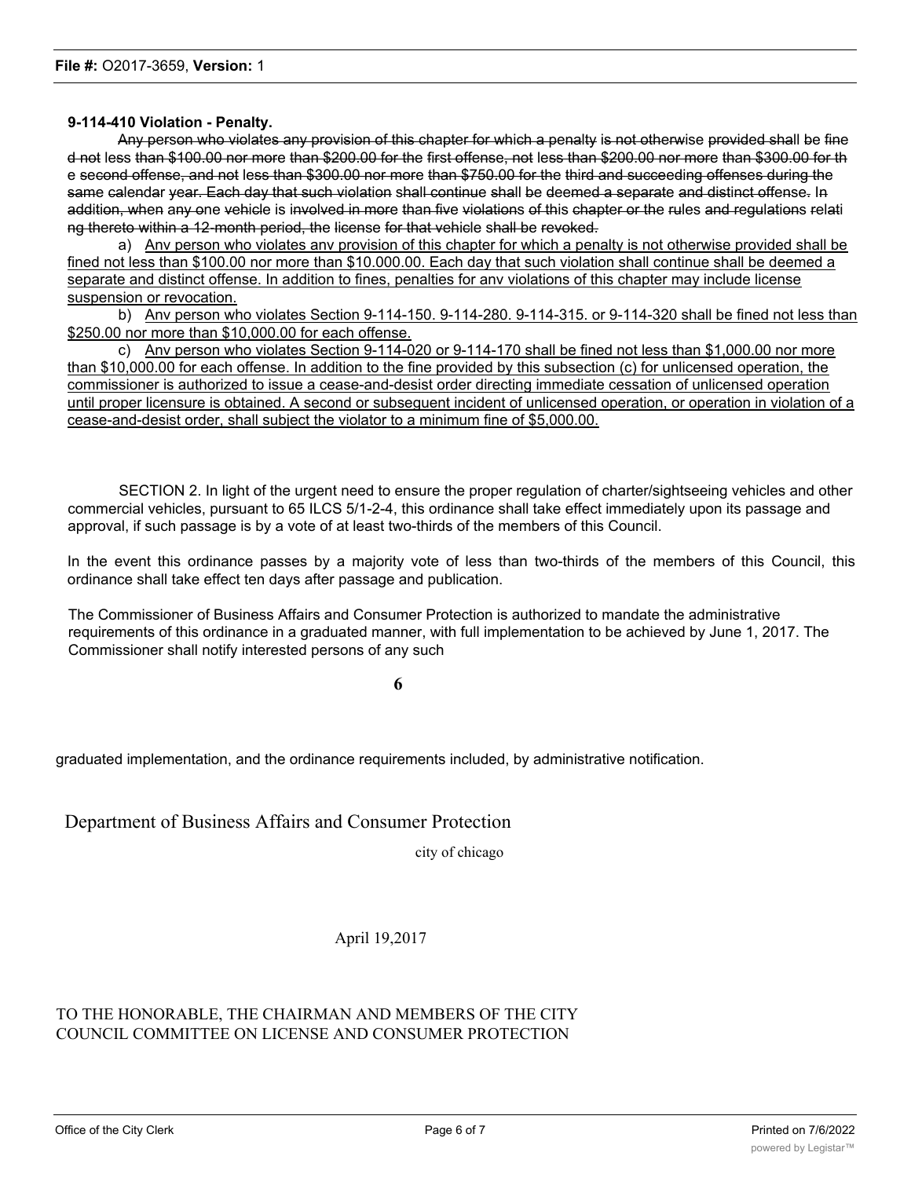**9-114-410 Violation - Penalty.**

~~Any person who violates any provision of this chapter for which a penalty is not otherwise provided shall be fined not less than $100.00 nor more than $200.00 for the first offense, not less than $200.00 nor more than $300.00 for the second offense, and not less than $300.00 nor more than $750.00 for the third and succeeding offenses during the same calendar year. Each day that such violation shall continue shall be deemed a separate and distinct offense. In addition, when any one vehicle is involved in more than five violations of this chapter or the rules and regulations relating thereto within a 12-month period, the license for that vehicle shall be revoked.~~

a) Anv person who violates anv provision of this chapter for which a penalty is not otherwise provided shall be fined not less than $100.00 nor more than $10.000.00. Each day that such violation shall continue shall be deemed a separate and distinct offense. In addition to fines, penalties for anv violations of this chapter may include license suspension or revocation.

b) Anv person who violates Section 9-114-150. 9-114-280. 9-114-315. or 9-114-320 shall be fined not less than $250.00 nor more than $10,000.00 for each offense.

c) Anv person who violates Section 9-114-020 or 9-114-170 shall be fined not less than $1,000.00 nor more than $10,000.00 for each offense. In addition to the fine provided by this subsection (c) for unlicensed operation, the commissioner is authorized to issue a cease-and-desist order directing immediate cessation of unlicensed operation until proper licensure is obtained. A second or subsequent incident of unlicensed operation, or operation in violation of a cease-and-desist order, shall subject the violator to a minimum fine of $5,000.00.

SECTION 2. In light of the urgent need to ensure the proper regulation of charter/sightseeing vehicles and other commercial vehicles, pursuant to 65 ILCS 5/1-2-4, this ordinance shall take effect immediately upon its passage and approval, if such passage is by a vote of at least two-thirds of the members of this Council.

In the event this ordinance passes by a majority vote of less than two-thirds of the members of this Council, this ordinance shall take effect ten days after passage and publication.

The Commissioner of Business Affairs and Consumer Protection is authorized to mandate the administrative requirements of this ordinance in a graduated manner, with full implementation to be achieved by June 1, 2017. The Commissioner shall notify interested persons of any such graduated implementation, and the ordinance requirements included, by administrative notification.

Department of Business Affairs and Consumer Protection

city of chicago

April 19,2017

TO THE HONORABLE, THE CHAIRMAN AND MEMBERS OF THE CITY COUNCIL COMMITTEE ON LICENSE AND CONSUMER PROTECTION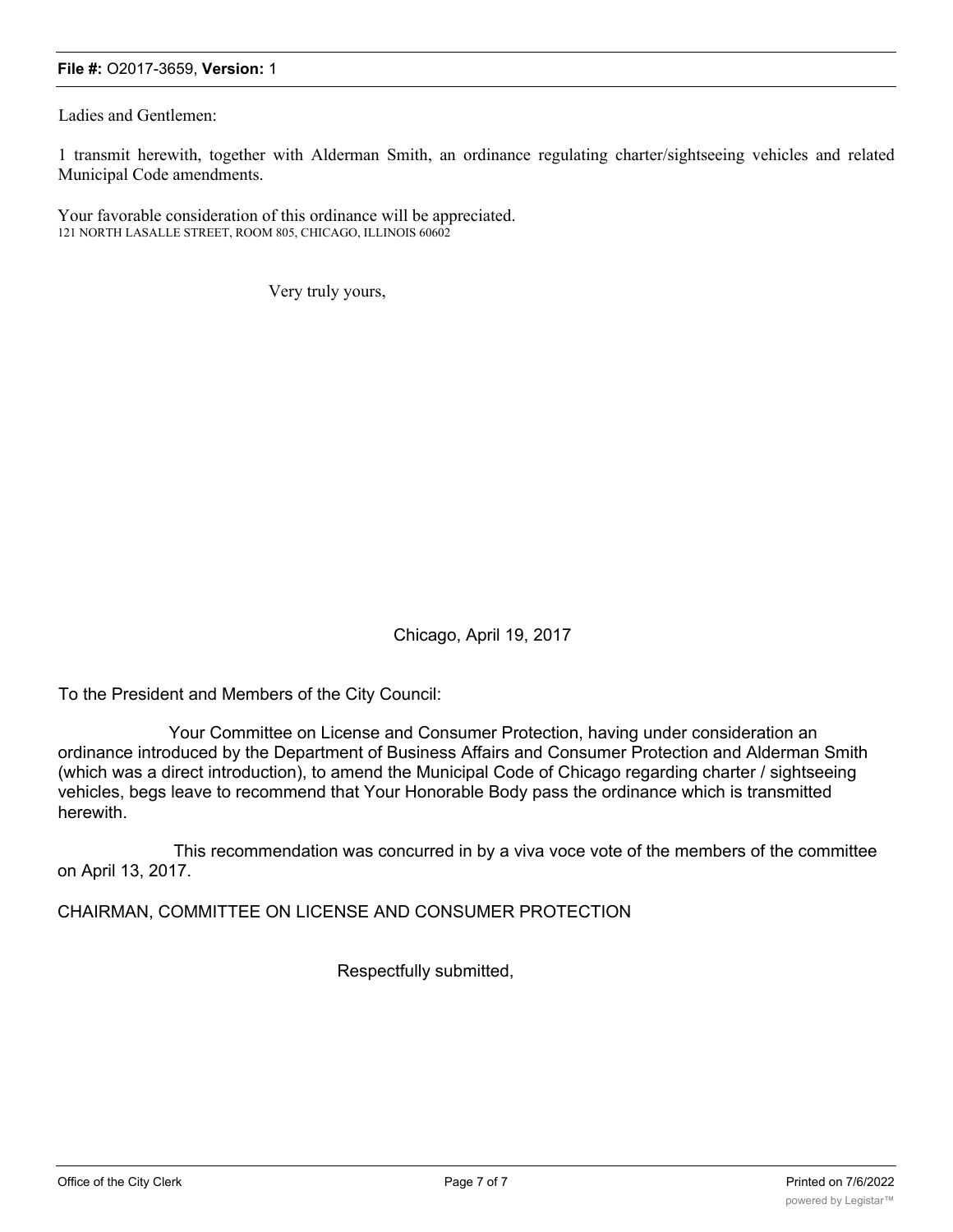Ladies and Gentlemen:

1 transmit herewith, together with Alderman Smith, an ordinance regulating charter/sightseeing vehicles and related Municipal Code amendments.

Your favorable consideration of this ordinance will be appreciated.
121 NORTH LASALLE STREET, ROOM 805, CHICAGO, ILLINOIS 60602

Very truly yours,

Chicago, April 19, 2017

To the President and Members of the City Council:

Your Committee on License and Consumer Protection, having under consideration an ordinance introduced by the Department of Business Affairs and Consumer Protection and Alderman Smith (which was a direct introduction), to amend the Municipal Code of Chicago regarding charter / sightseeing vehicles, begs leave to recommend that Your Honorable Body pass the ordinance which is transmitted herewith.

This recommendation was concurred in by a viva voce vote of the members of the committee on April 13, 2017.

CHAIRMAN, COMMITTEE ON LICENSE AND CONSUMER PROTECTION

Respectfully submitted,